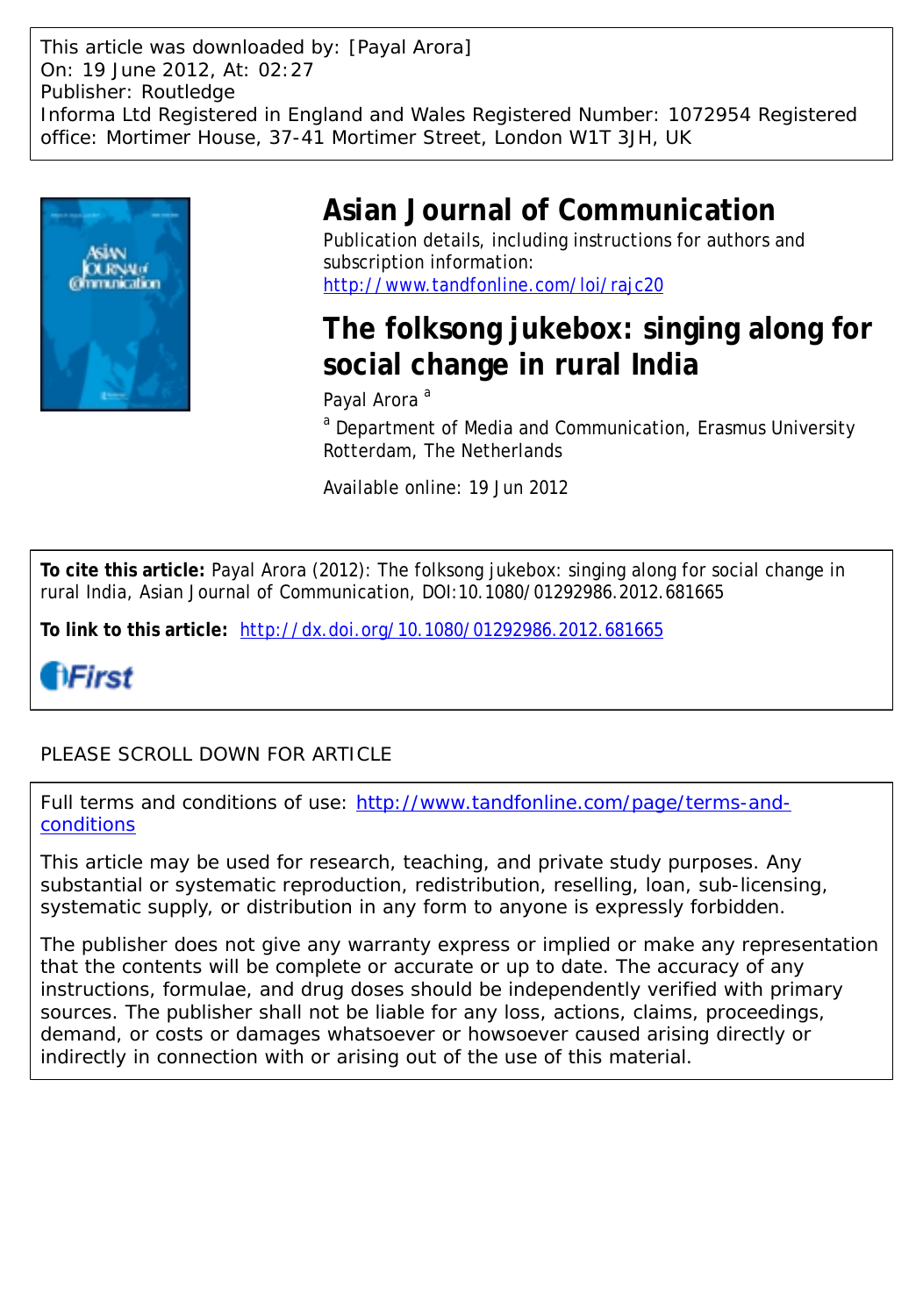This article was downloaded by: [Payal Arora]
On: 19 June 2012, At: 02:27
Publisher: Routledge
Informa Ltd Registered in England and Wales Registered Number: 1072954 Registered office: Mortimer House, 37-41 Mortimer Street, London W1T 3JH, UK

# Asian Journal of Communication

Publication details, including instructions for authors and subscription information:
http://www.tandfonline.com/loi/rajc20

# The folksong jukebox: singing along for social change in rural India

Payal Arora [a]

[a] Department of Media and Communication, Erasmus University Rotterdam, The Netherlands

Available online: 19 Jun 2012

**To cite this article:** Payal Arora (2012): The folksong jukebox: singing along for social change in rural India, Asian Journal of Communication, DOI:10.1080/01292986.2012.681665

**To link to this article:** http://dx.doi.org/10.1080/01292986.2012.681665

iFirst

PLEASE SCROLL DOWN FOR ARTICLE

Full terms and conditions of use: http://www.tandfonline.com/page/terms-and-conditions

This article may be used for research, teaching, and private study purposes. Any substantial or systematic reproduction, redistribution, reselling, loan, sub-licensing, systematic supply, or distribution in any form to anyone is expressly forbidden.

The publisher does not give any warranty express or implied or make any representation that the contents will be complete or accurate or up to date. The accuracy of any instructions, formulae, and drug doses should be independently verified with primary sources. The publisher shall not be liable for any loss, actions, claims, proceedings, demand, or costs or damages whatsoever or howsoever caused arising directly or indirectly in connection with or arising out of the use of this material.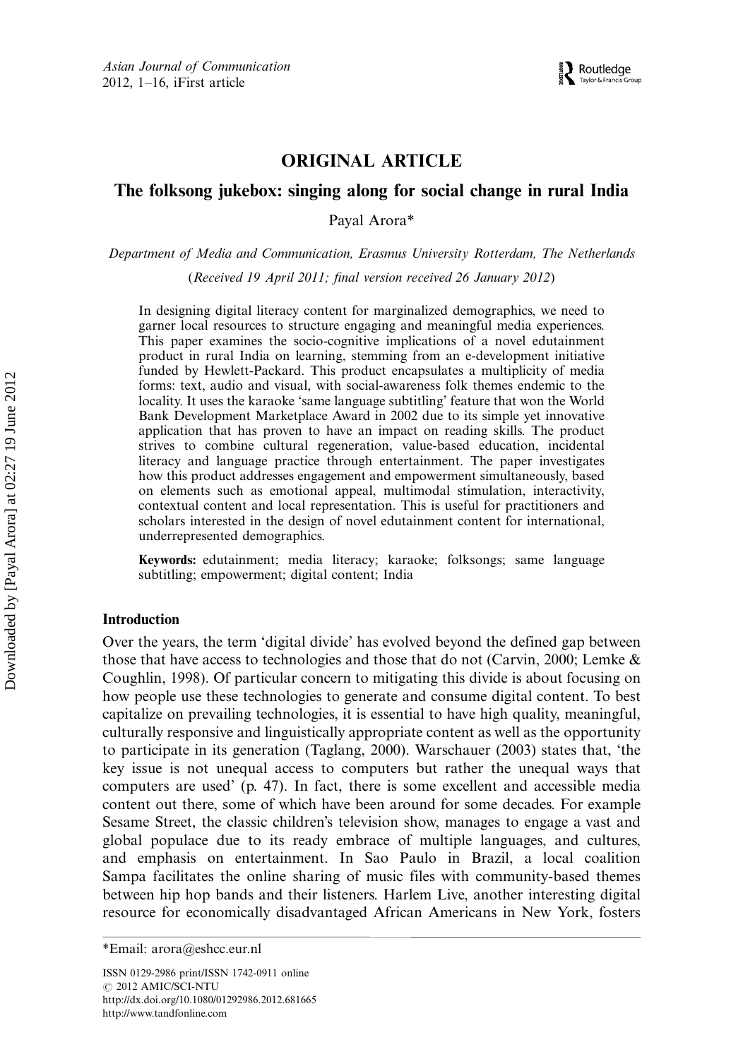# ORIGINAL ARTICLE

## The folksong jukebox: singing along for social change in rural India

Payal Arora*

*Department of Media and Communication, Erasmus University Rotterdam, The Netherlands*

(*Received 19 April 2011; final version received 26 January 2012*)

In designing digital literacy content for marginalized demographics, we need to garner local resources to structure engaging and meaningful media experiences. This paper examines the socio-cognitive implications of a novel edutainment product in rural India on learning, stemming from an e-development initiative funded by Hewlett-Packard. This product encapsulates a multiplicity of media forms: text, audio and visual, with social-awareness folk themes endemic to the locality. It uses the karaoke 'same language subtitling' feature that won the World Bank Development Marketplace Award in 2002 due to its simple yet innovative application that has proven to have an impact on reading skills. The product strives to combine cultural regeneration, value-based education, incidental literacy and language practice through entertainment. The paper investigates how this product addresses engagement and empowerment simultaneously, based on elements such as emotional appeal, multimodal stimulation, interactivity, contextual content and local representation. This is useful for practitioners and scholars interested in the design of novel edutainment content for international, underrepresented demographics.

**Keywords:** edutainment; media literacy; karaoke; folksongs; same language subtitling; empowerment; digital content; India

### Introduction

Over the years, the term 'digital divide' has evolved beyond the defined gap between those that have access to technologies and those that do not (Carvin, 2000; Lemke & Coughlin, 1998). Of particular concern to mitigating this divide is about focusing on how people use these technologies to generate and consume digital content. To best capitalize on prevailing technologies, it is essential to have high quality, meaningful, culturally responsive and linguistically appropriate content as well as the opportunity to participate in its generation (Taglang, 2000). Warschauer (2003) states that, 'the key issue is not unequal access to computers but rather the unequal ways that computers are used' (p. 47). In fact, there is some excellent and accessible media content out there, some of which have been around for some decades. For example Sesame Street, the classic children's television show, manages to engage a vast and global populace due to its ready embrace of multiple languages, and cultures, and emphasis on entertainment. In Sao Paulo in Brazil, a local coalition Sampa facilitates the online sharing of music files with community-based themes between hip hop bands and their listeners. Harlem Live, another interesting digital resource for economically disadvantaged African Americans in New York, fosters

*Email: arora@eshcc.eur.nl

ISSN 0129-2986 print/ISSN 1742-0911 online
© 2012 AMIC/SCI-NTU
http://dx.doi.org/10.1080/01292986.2012.681665
http://www.tandfonline.com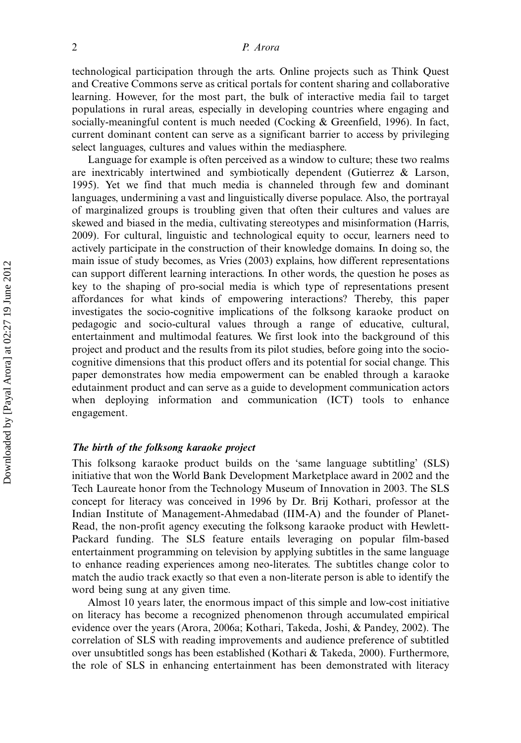technological participation through the arts. Online projects such as Think Quest and Creative Commons serve as critical portals for content sharing and collaborative learning. However, for the most part, the bulk of interactive media fail to target populations in rural areas, especially in developing countries where engaging and socially-meaningful content is much needed (Cocking & Greenfield, 1996). In fact, current dominant content can serve as a significant barrier to access by privileging select languages, cultures and values within the mediasphere.

Language for example is often perceived as a window to culture; these two realms are inextricably intertwined and symbiotically dependent (Gutierrez & Larson, 1995). Yet we find that much media is channeled through few and dominant languages, undermining a vast and linguistically diverse populace. Also, the portrayal of marginalized groups is troubling given that often their cultures and values are skewed and biased in the media, cultivating stereotypes and misinformation (Harris, 2009). For cultural, linguistic and technological equity to occur, learners need to actively participate in the construction of their knowledge domains. In doing so, the main issue of study becomes, as Vries (2003) explains, how different representations can support different learning interactions. In other words, the question he poses as key to the shaping of pro-social media is which type of representations present affordances for what kinds of empowering interactions? Thereby, this paper investigates the socio-cognitive implications of the folksong karaoke product on pedagogic and socio-cultural values through a range of educative, cultural, entertainment and multimodal features. We first look into the background of this project and product and the results from its pilot studies, before going into the socio-cognitive dimensions that this product offers and its potential for social change. This paper demonstrates how media empowerment can be enabled through a karaoke edutainment product and can serve as a guide to development communication actors when deploying information and communication (ICT) tools to enhance engagement.

### *The birth of the folksong karaoke project*

This folksong karaoke product builds on the 'same language subtitling' (SLS) initiative that won the World Bank Development Marketplace award in 2002 and the Tech Laureate honor from the Technology Museum of Innovation in 2003. The SLS concept for literacy was conceived in 1996 by Dr. Brij Kothari, professor at the Indian Institute of Management-Ahmedabad (IIM-A) and the founder of Planet-Read, the non-profit agency executing the folksong karaoke product with Hewlett-Packard funding. The SLS feature entails leveraging on popular film-based entertainment programming on television by applying subtitles in the same language to enhance reading experiences among neo-literates. The subtitles change color to match the audio track exactly so that even a non-literate person is able to identify the word being sung at any given time.

Almost 10 years later, the enormous impact of this simple and low-cost initiative on literacy has become a recognized phenomenon through accumulated empirical evidence over the years (Arora, 2006a; Kothari, Takeda, Joshi, & Pandey, 2002). The correlation of SLS with reading improvements and audience preference of subtitled over unsubtitled songs has been established (Kothari & Takeda, 2000). Furthermore, the role of SLS in enhancing entertainment has been demonstrated with literacy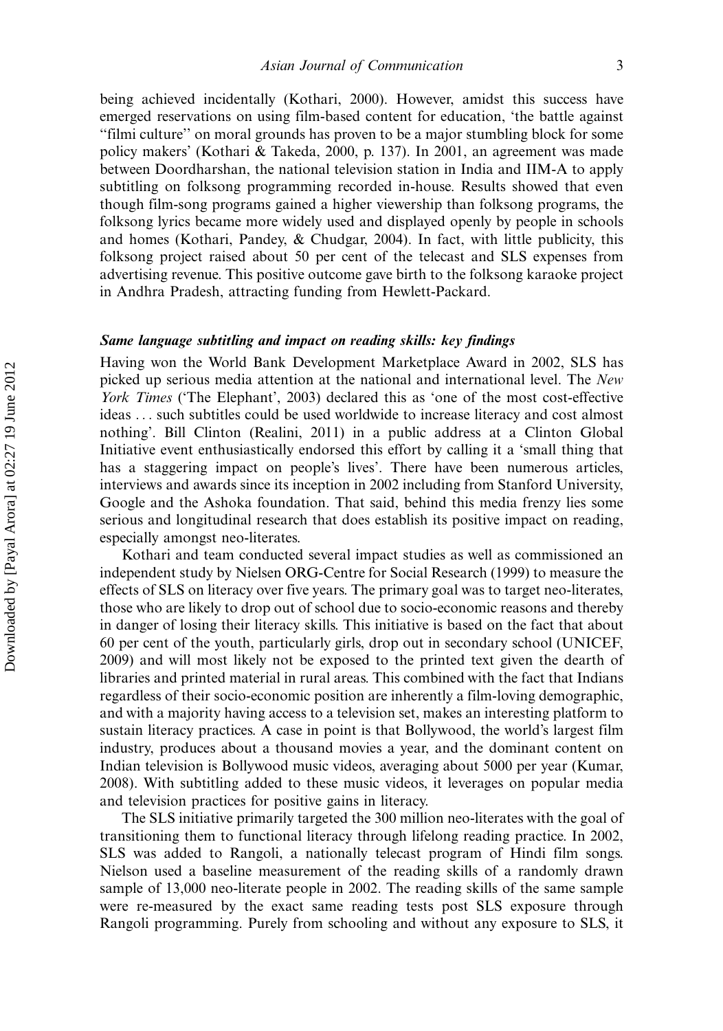being achieved incidentally (Kothari, 2000). However, amidst this success have emerged reservations on using film-based content for education, 'the battle against "filmi culture" on moral grounds has proven to be a major stumbling block for some policy makers' (Kothari & Takeda, 2000, p. 137). In 2001, an agreement was made between Doordharshan, the national television station in India and IIM-A to apply subtitling on folksong programming recorded in-house. Results showed that even though film-song programs gained a higher viewership than folksong programs, the folksong lyrics became more widely used and displayed openly by people in schools and homes (Kothari, Pandey, & Chudgar, 2004). In fact, with little publicity, this folksong project raised about 50 per cent of the telecast and SLS expenses from advertising revenue. This positive outcome gave birth to the folksong karaoke project in Andhra Pradesh, attracting funding from Hewlett-Packard.

### *Same language subtitling and impact on reading skills: key findings*

Having won the World Bank Development Marketplace Award in 2002, SLS has picked up serious media attention at the national and international level. The *New York Times* ('The Elephant', 2003) declared this as 'one of the most cost-effective ideas ... such subtitles could be used worldwide to increase literacy and cost almost nothing'. Bill Clinton (Realini, 2011) in a public address at a Clinton Global Initiative event enthusiastically endorsed this effort by calling it a 'small thing that has a staggering impact on people's lives'. There have been numerous articles, interviews and awards since its inception in 2002 including from Stanford University, Google and the Ashoka foundation. That said, behind this media frenzy lies some serious and longitudinal research that does establish its positive impact on reading, especially amongst neo-literates.

Kothari and team conducted several impact studies as well as commissioned an independent study by Nielsen ORG-Centre for Social Research (1999) to measure the effects of SLS on literacy over five years. The primary goal was to target neo-literates, those who are likely to drop out of school due to socio-economic reasons and thereby in danger of losing their literacy skills. This initiative is based on the fact that about 60 per cent of the youth, particularly girls, drop out in secondary school (UNICEF, 2009) and will most likely not be exposed to the printed text given the dearth of libraries and printed material in rural areas. This combined with the fact that Indians regardless of their socio-economic position are inherently a film-loving demographic, and with a majority having access to a television set, makes an interesting platform to sustain literacy practices. A case in point is that Bollywood, the world's largest film industry, produces about a thousand movies a year, and the dominant content on Indian television is Bollywood music videos, averaging about 5000 per year (Kumar, 2008). With subtitling added to these music videos, it leverages on popular media and television practices for positive gains in literacy.

The SLS initiative primarily targeted the 300 million neo-literates with the goal of transitioning them to functional literacy through lifelong reading practice. In 2002, SLS was added to Rangoli, a nationally telecast program of Hindi film songs. Nielson used a baseline measurement of the reading skills of a randomly drawn sample of 13,000 neo-literate people in 2002. The reading skills of the same sample were re-measured by the exact same reading tests post SLS exposure through Rangoli programming. Purely from schooling and without any exposure to SLS, it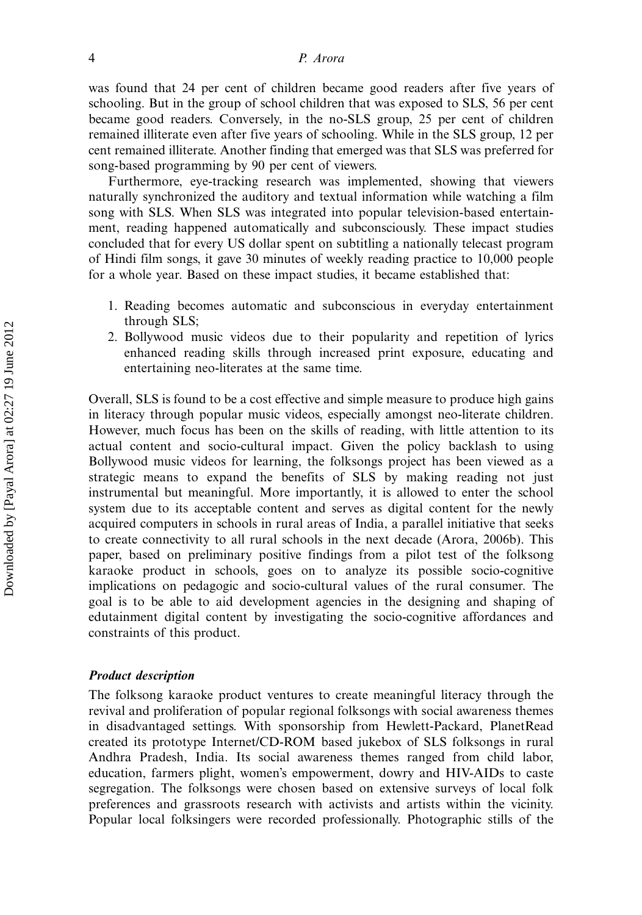was found that 24 per cent of children became good readers after five years of schooling. But in the group of school children that was exposed to SLS, 56 per cent became good readers. Conversely, in the no-SLS group, 25 per cent of children remained illiterate even after five years of schooling. While in the SLS group, 12 per cent remained illiterate. Another finding that emerged was that SLS was preferred for song-based programming by 90 per cent of viewers.

Furthermore, eye-tracking research was implemented, showing that viewers naturally synchronized the auditory and textual information while watching a film song with SLS. When SLS was integrated into popular television-based entertainment, reading happened automatically and subconsciously. These impact studies concluded that for every US dollar spent on subtitling a nationally telecast program of Hindi film songs, it gave 30 minutes of weekly reading practice to 10,000 people for a whole year. Based on these impact studies, it became established that:

1. Reading becomes automatic and subconscious in everyday entertainment through SLS;
2. Bollywood music videos due to their popularity and repetition of lyrics enhanced reading skills through increased print exposure, educating and entertaining neo-literates at the same time.

Overall, SLS is found to be a cost effective and simple measure to produce high gains in literacy through popular music videos, especially amongst neo-literate children. However, much focus has been on the skills of reading, with little attention to its actual content and socio-cultural impact. Given the policy backlash to using Bollywood music videos for learning, the folksongs project has been viewed as a strategic means to expand the benefits of SLS by making reading not just instrumental but meaningful. More importantly, it is allowed to enter the school system due to its acceptable content and serves as digital content for the newly acquired computers in schools in rural areas of India, a parallel initiative that seeks to create connectivity to all rural schools in the next decade (Arora, 2006b). This paper, based on preliminary positive findings from a pilot test of the folksong karaoke product in schools, goes on to analyze its possible socio-cognitive implications on pedagogic and socio-cultural values of the rural consumer. The goal is to be able to aid development agencies in the designing and shaping of edutainment digital content by investigating the socio-cognitive affordances and constraints of this product.

### *Product description*

The folksong karaoke product ventures to create meaningful literacy through the revival and proliferation of popular regional folksongs with social awareness themes in disadvantaged settings. With sponsorship from Hewlett-Packard, PlanetRead created its prototype Internet/CD-ROM based jukebox of SLS folksongs in rural Andhra Pradesh, India. Its social awareness themes ranged from child labor, education, farmers plight, women's empowerment, dowry and HIV-AIDs to caste segregation. The folksongs were chosen based on extensive surveys of local folk preferences and grassroots research with activists and artists within the vicinity. Popular local folksingers were recorded professionally. Photographic stills of the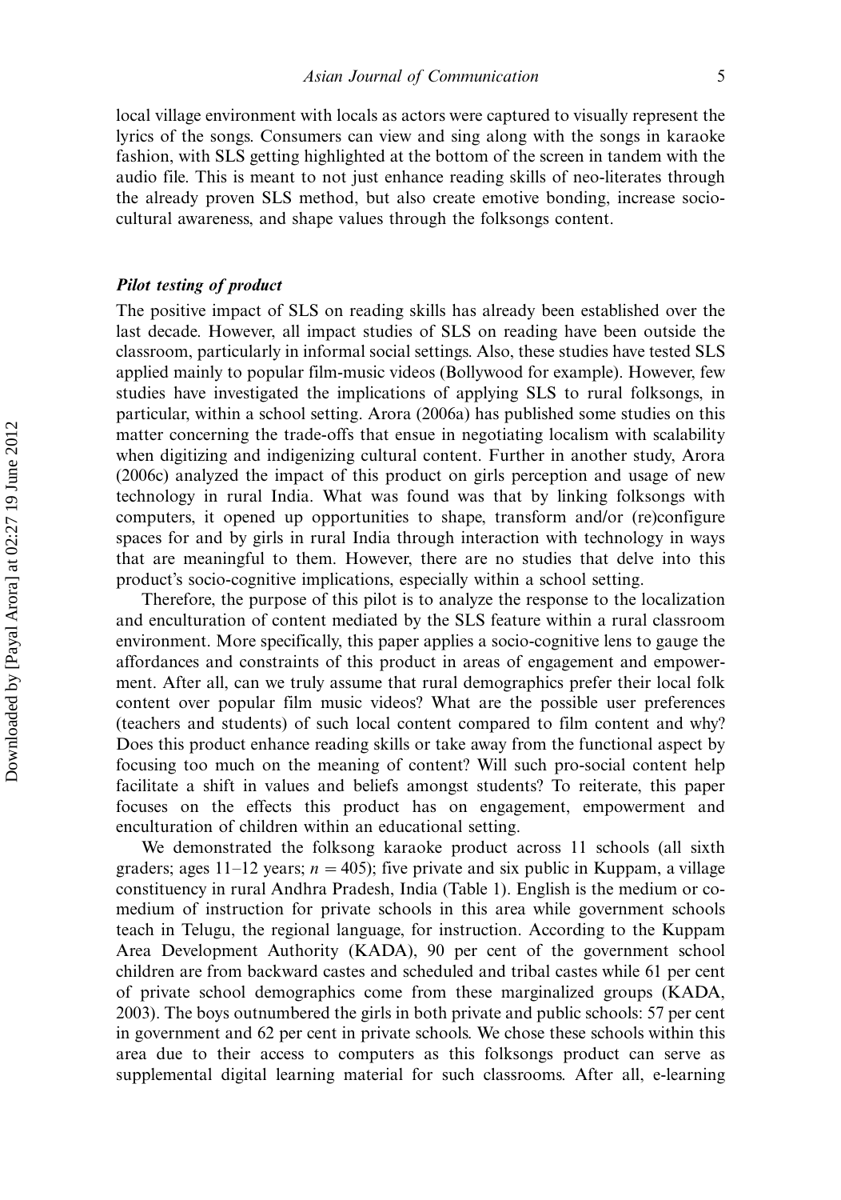local village environment with locals as actors were captured to visually represent the lyrics of the songs. Consumers can view and sing along with the songs in karaoke fashion, with SLS getting highlighted at the bottom of the screen in tandem with the audio file. This is meant to not just enhance reading skills of neo-literates through the already proven SLS method, but also create emotive bonding, increase socio-cultural awareness, and shape values through the folksongs content.

### *Pilot testing of product*

The positive impact of SLS on reading skills has already been established over the last decade. However, all impact studies of SLS on reading have been outside the classroom, particularly in informal social settings. Also, these studies have tested SLS applied mainly to popular film-music videos (Bollywood for example). However, few studies have investigated the implications of applying SLS to rural folksongs, in particular, within a school setting. Arora (2006a) has published some studies on this matter concerning the trade-offs that ensue in negotiating localism with scalability when digitizing and indigenizing cultural content. Further in another study, Arora (2006c) analyzed the impact of this product on girls perception and usage of new technology in rural India. What was found was that by linking folksongs with computers, it opened up opportunities to shape, transform and/or (re)configure spaces for and by girls in rural India through interaction with technology in ways that are meaningful to them. However, there are no studies that delve into this product's socio-cognitive implications, especially within a school setting.

Therefore, the purpose of this pilot is to analyze the response to the localization and enculturation of content mediated by the SLS feature within a rural classroom environment. More specifically, this paper applies a socio-cognitive lens to gauge the affordances and constraints of this product in areas of engagement and empowerment. After all, can we truly assume that rural demographics prefer their local folk content over popular film music videos? What are the possible user preferences (teachers and students) of such local content compared to film content and why? Does this product enhance reading skills or take away from the functional aspect by focusing too much on the meaning of content? Will such pro-social content help facilitate a shift in values and beliefs amongst students? To reiterate, this paper focuses on the effects this product has on engagement, empowerment and enculturation of children within an educational setting.

We demonstrated the folksong karaoke product across 11 schools (all sixth graders; ages 11–12 years; $n = 405$); five private and six public in Kuppam, a village constituency in rural Andhra Pradesh, India (Table 1). English is the medium or co-medium of instruction for private schools in this area while government schools teach in Telugu, the regional language, for instruction. According to the Kuppam Area Development Authority (KADA), 90 per cent of the government school children are from backward castes and scheduled and tribal castes while 61 per cent of private school demographics come from these marginalized groups (KADA, 2003). The boys outnumbered the girls in both private and public schools: 57 per cent in government and 62 per cent in private schools. We chose these schools within this area due to their access to computers as this folksongs product can serve as supplemental digital learning material for such classrooms. After all, e-learning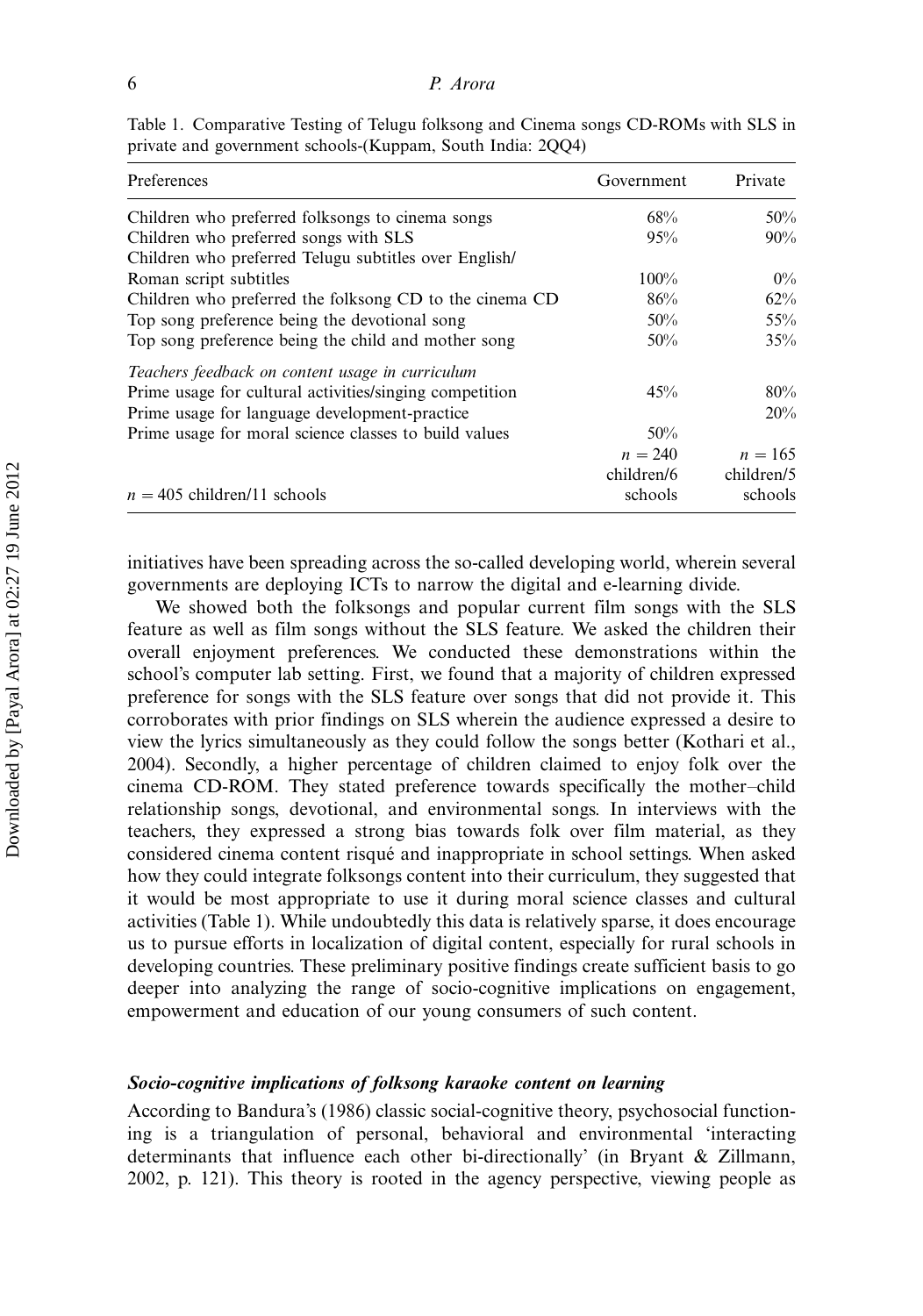Table 1. Comparative Testing of Telugu folksong and Cinema songs CD-ROMs with SLS in private and government schools-(Kuppam, South India: 2QQ4)

| Preferences | Government | Private |
|---|---|---|
| Children who preferred folksongs to cinema songs | 68% | 50% |
| Children who preferred songs with SLS | 95% | 90% |
| Children who preferred Telugu subtitles over English/ Roman script subtitles | 100% | 0% |
| Children who preferred the folksong CD to the cinema CD | 86% | 62% |
| Top song preference being the devotional song | 50% | 55% |
| Top song preference being the child and mother song | 50% | 35% |
| *Teachers feedback on content usage in curriculum* | | |
| Prime usage for cultural activities/singing competition | 45% | 80% |
| Prime usage for language development-practice | | 20% |
| Prime usage for moral science classes to build values | 50% | |
| $n = 405$ children/11 schools | $n = 240$ children/6 schools | $n = 165$ children/5 schools |

initiatives have been spreading across the so-called developing world, wherein several governments are deploying ICTs to narrow the digital and e-learning divide.

We showed both the folksongs and popular current film songs with the SLS feature as well as film songs without the SLS feature. We asked the children their overall enjoyment preferences. We conducted these demonstrations within the school's computer lab setting. First, we found that a majority of children expressed preference for songs with the SLS feature over songs that did not provide it. This corroborates with prior findings on SLS wherein the audience expressed a desire to view the lyrics simultaneously as they could follow the songs better (Kothari et al., 2004). Secondly, a higher percentage of children claimed to enjoy folk over the cinema CD-ROM. They stated preference towards specifically the mother–child relationship songs, devotional, and environmental songs. In interviews with the teachers, they expressed a strong bias towards folk over film material, as they considered cinema content risqué and inappropriate in school settings. When asked how they could integrate folksongs content into their curriculum, they suggested that it would be most appropriate to use it during moral science classes and cultural activities (Table 1). While undoubtedly this data is relatively sparse, it does encourage us to pursue efforts in localization of digital content, especially for rural schools in developing countries. These preliminary positive findings create sufficient basis to go deeper into analyzing the range of socio-cognitive implications on engagement, empowerment and education of our young consumers of such content.

### *Socio-cognitive implications of folksong karaoke content on learning*

According to Bandura's (1986) classic social-cognitive theory, psychosocial functioning is a triangulation of personal, behavioral and environmental 'interacting determinants that influence each other bi-directionally' (in Bryant & Zillmann, 2002, p. 121). This theory is rooted in the agency perspective, viewing people as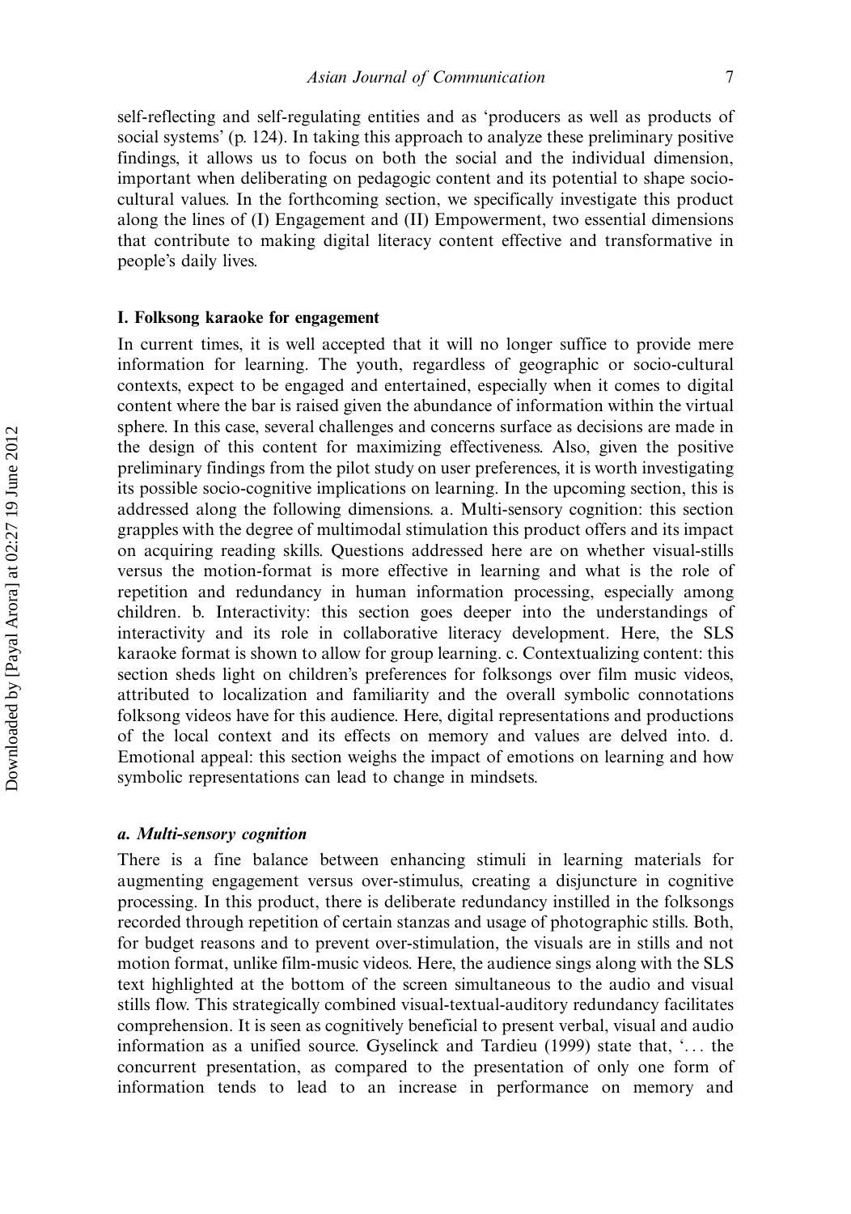self-reflecting and self-regulating entities and as 'producers as well as products of social systems' (p. 124). In taking this approach to analyze these preliminary positive findings, it allows us to focus on both the social and the individual dimension, important when deliberating on pedagogic content and its potential to shape socio-cultural values. In the forthcoming section, we specifically investigate this product along the lines of (I) Engagement and (II) Empowerment, two essential dimensions that contribute to making digital literacy content effective and transformative in people's daily lives.

### I. Folksong karaoke for engagement

In current times, it is well accepted that it will no longer suffice to provide mere information for learning. The youth, regardless of geographic or socio-cultural contexts, expect to be engaged and entertained, especially when it comes to digital content where the bar is raised given the abundance of information within the virtual sphere. In this case, several challenges and concerns surface as decisions are made in the design of this content for maximizing effectiveness. Also, given the positive preliminary findings from the pilot study on user preferences, it is worth investigating its possible socio-cognitive implications on learning. In the upcoming section, this is addressed along the following dimensions. a. Multi-sensory cognition: this section grapples with the degree of multimodal stimulation this product offers and its impact on acquiring reading skills. Questions addressed here are on whether visual-stills versus the motion-format is more effective in learning and what is the role of repetition and redundancy in human information processing, especially among children. b. Interactivity: this section goes deeper into the understandings of interactivity and its role in collaborative literacy development. Here, the SLS karaoke format is shown to allow for group learning. c. Contextualizing content: this section sheds light on children's preferences for folksongs over film music videos, attributed to localization and familiarity and the overall symbolic connotations folksong videos have for this audience. Here, digital representations and productions of the local context and its effects on memory and values are delved into. d. Emotional appeal: this section weighs the impact of emotions on learning and how symbolic representations can lead to change in mindsets.

#### *a. Multi-sensory cognition*

There is a fine balance between enhancing stimuli in learning materials for augmenting engagement versus over-stimulus, creating a disjuncture in cognitive processing. In this product, there is deliberate redundancy instilled in the folksongs recorded through repetition of certain stanzas and usage of photographic stills. Both, for budget reasons and to prevent over-stimulation, the visuals are in stills and not motion format, unlike film-music videos. Here, the audience sings along with the SLS text highlighted at the bottom of the screen simultaneous to the audio and visual stills flow. This strategically combined visual-textual-auditory redundancy facilitates comprehension. It is seen as cognitively beneficial to present verbal, visual and audio information as a unified source. Gyselinck and Tardieu (1999) state that, '... the concurrent presentation, as compared to the presentation of only one form of information tends to lead to an increase in performance on memory and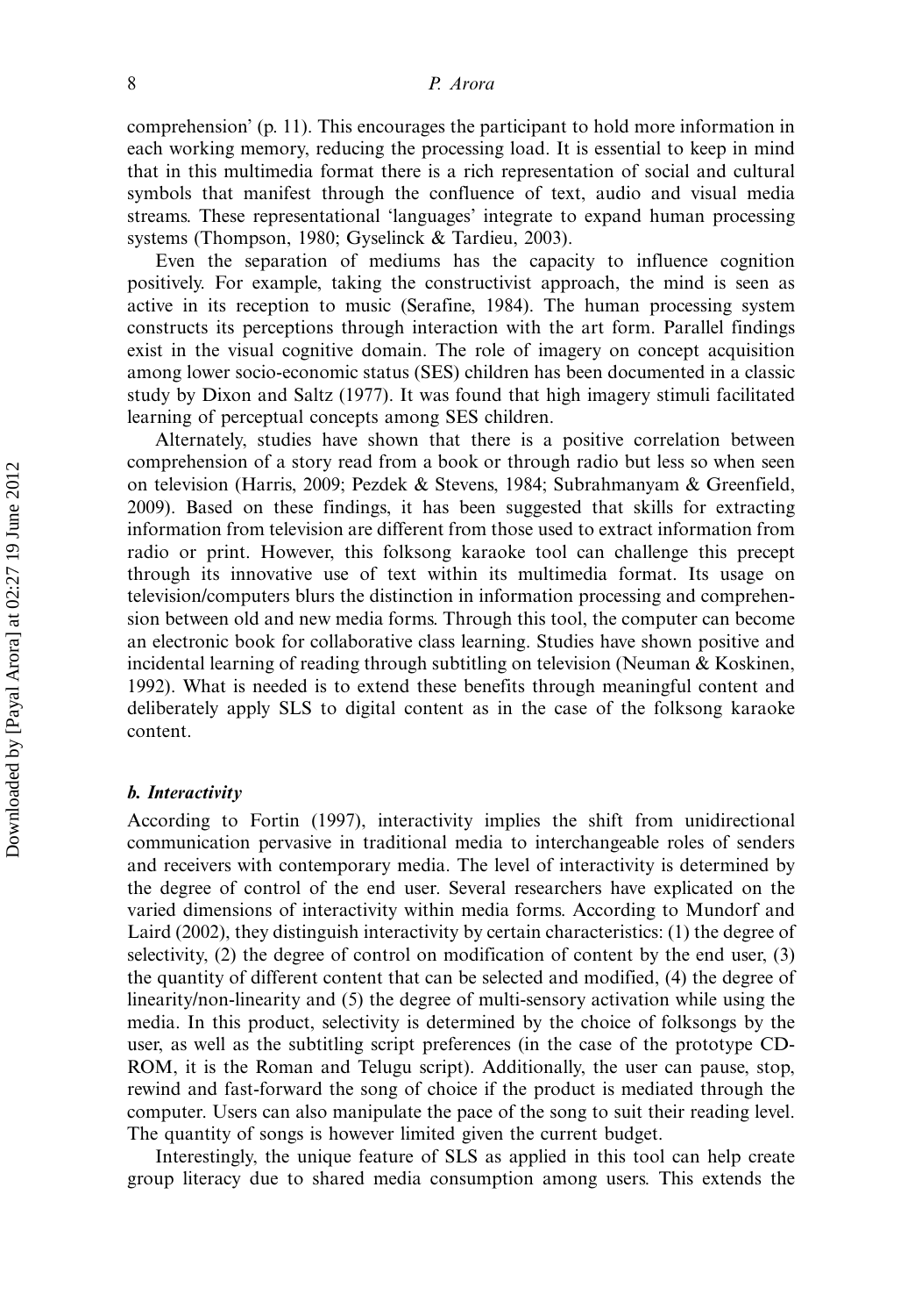comprehension' (p. 11). This encourages the participant to hold more information in each working memory, reducing the processing load. It is essential to keep in mind that in this multimedia format there is a rich representation of social and cultural symbols that manifest through the confluence of text, audio and visual media streams. These representational 'languages' integrate to expand human processing systems (Thompson, 1980; Gyselinck & Tardieu, 2003).

Even the separation of mediums has the capacity to influence cognition positively. For example, taking the constructivist approach, the mind is seen as active in its reception to music (Serafine, 1984). The human processing system constructs its perceptions through interaction with the art form. Parallel findings exist in the visual cognitive domain. The role of imagery on concept acquisition among lower socio-economic status (SES) children has been documented in a classic study by Dixon and Saltz (1977). It was found that high imagery stimuli facilitated learning of perceptual concepts among SES children.

Alternately, studies have shown that there is a positive correlation between comprehension of a story read from a book or through radio but less so when seen on television (Harris, 2009; Pezdek & Stevens, 1984; Subrahmanyam & Greenfield, 2009). Based on these findings, it has been suggested that skills for extracting information from television are different from those used to extract information from radio or print. However, this folksong karaoke tool can challenge this precept through its innovative use of text within its multimedia format. Its usage on television/computers blurs the distinction in information processing and comprehension between old and new media forms. Through this tool, the computer can become an electronic book for collaborative class learning. Studies have shown positive and incidental learning of reading through subtitling on television (Neuman & Koskinen, 1992). What is needed is to extend these benefits through meaningful content and deliberately apply SLS to digital content as in the case of the folksong karaoke content.

### *b. Interactivity*

According to Fortin (1997), interactivity implies the shift from unidirectional communication pervasive in traditional media to interchangeable roles of senders and receivers with contemporary media. The level of interactivity is determined by the degree of control of the end user. Several researchers have explicated on the varied dimensions of interactivity within media forms. According to Mundorf and Laird (2002), they distinguish interactivity by certain characteristics: (1) the degree of selectivity, (2) the degree of control on modification of content by the end user, (3) the quantity of different content that can be selected and modified, (4) the degree of linearity/non-linearity and (5) the degree of multi-sensory activation while using the media. In this product, selectivity is determined by the choice of folksongs by the user, as well as the subtitling script preferences (in the case of the prototype CD-ROM, it is the Roman and Telugu script). Additionally, the user can pause, stop, rewind and fast-forward the song of choice if the product is mediated through the computer. Users can also manipulate the pace of the song to suit their reading level. The quantity of songs is however limited given the current budget.

Interestingly, the unique feature of SLS as applied in this tool can help create group literacy due to shared media consumption among users. This extends the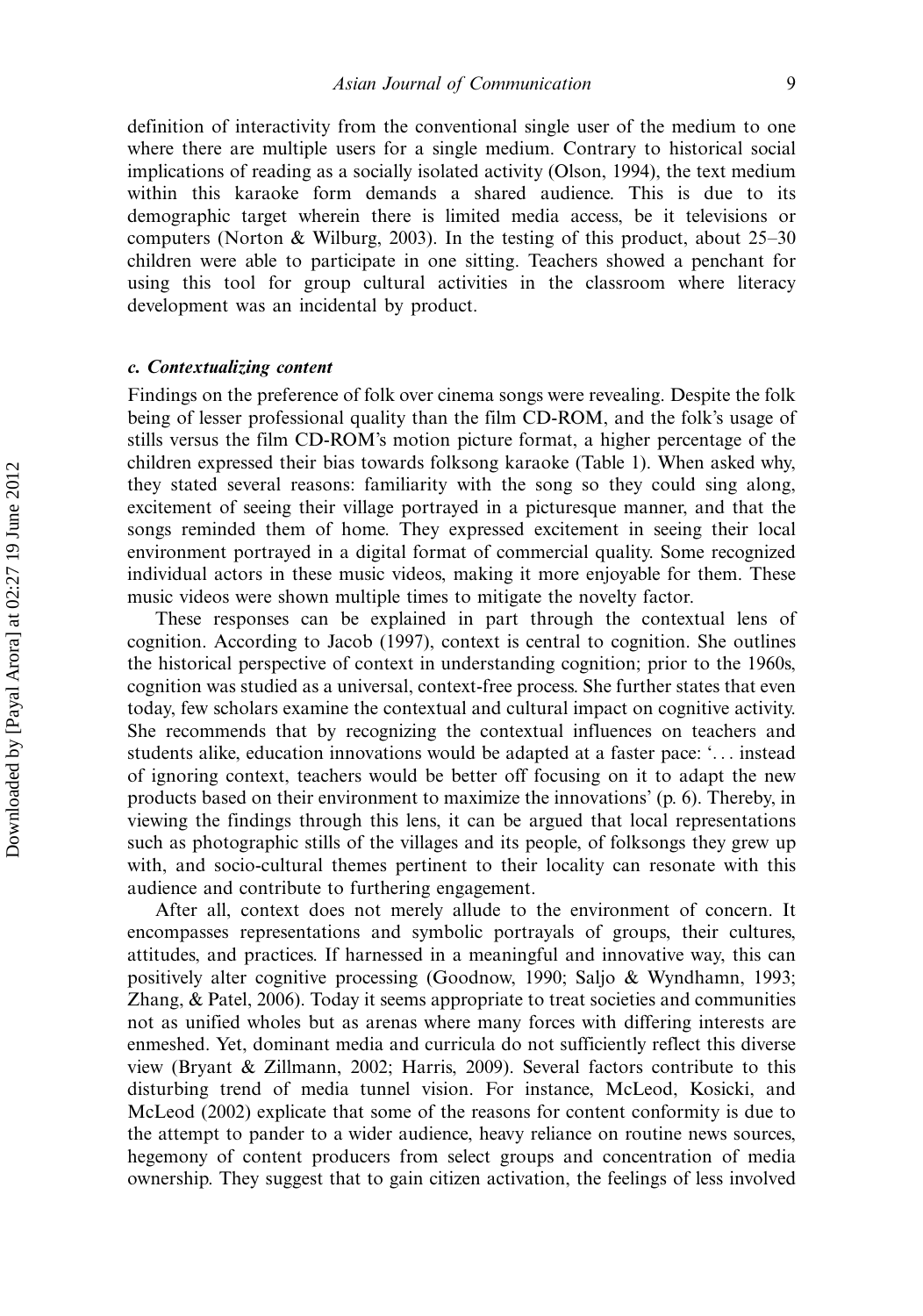definition of interactivity from the conventional single user of the medium to one where there are multiple users for a single medium. Contrary to historical social implications of reading as a socially isolated activity (Olson, 1994), the text medium within this karaoke form demands a shared audience. This is due to its demographic target wherein there is limited media access, be it televisions or computers (Norton & Wilburg, 2003). In the testing of this product, about 25–30 children were able to participate in one sitting. Teachers showed a penchant for using this tool for group cultural activities in the classroom where literacy development was an incidental by product.

### *c. Contextualizing content*

Findings on the preference of folk over cinema songs were revealing. Despite the folk being of lesser professional quality than the film CD-ROM, and the folk's usage of stills versus the film CD-ROM's motion picture format, a higher percentage of the children expressed their bias towards folksong karaoke (Table 1). When asked why, they stated several reasons: familiarity with the song so they could sing along, excitement of seeing their village portrayed in a picturesque manner, and that the songs reminded them of home. They expressed excitement in seeing their local environment portrayed in a digital format of commercial quality. Some recognized individual actors in these music videos, making it more enjoyable for them. These music videos were shown multiple times to mitigate the novelty factor.

These responses can be explained in part through the contextual lens of cognition. According to Jacob (1997), context is central to cognition. She outlines the historical perspective of context in understanding cognition; prior to the 1960s, cognition was studied as a universal, context-free process. She further states that even today, few scholars examine the contextual and cultural impact on cognitive activity. She recommends that by recognizing the contextual influences on teachers and students alike, education innovations would be adapted at a faster pace: '… instead of ignoring context, teachers would be better off focusing on it to adapt the new products based on their environment to maximize the innovations' (p. 6). Thereby, in viewing the findings through this lens, it can be argued that local representations such as photographic stills of the villages and its people, of folksongs they grew up with, and socio-cultural themes pertinent to their locality can resonate with this audience and contribute to furthering engagement.

After all, context does not merely allude to the environment of concern. It encompasses representations and symbolic portrayals of groups, their cultures, attitudes, and practices. If harnessed in a meaningful and innovative way, this can positively alter cognitive processing (Goodnow, 1990; Saljo & Wyndhamn, 1993; Zhang, & Patel, 2006). Today it seems appropriate to treat societies and communities not as unified wholes but as arenas where many forces with differing interests are enmeshed. Yet, dominant media and curricula do not sufficiently reflect this diverse view (Bryant & Zillmann, 2002; Harris, 2009). Several factors contribute to this disturbing trend of media tunnel vision. For instance, McLeod, Kosicki, and McLeod (2002) explicate that some of the reasons for content conformity is due to the attempt to pander to a wider audience, heavy reliance on routine news sources, hegemony of content producers from select groups and concentration of media ownership. They suggest that to gain citizen activation, the feelings of less involved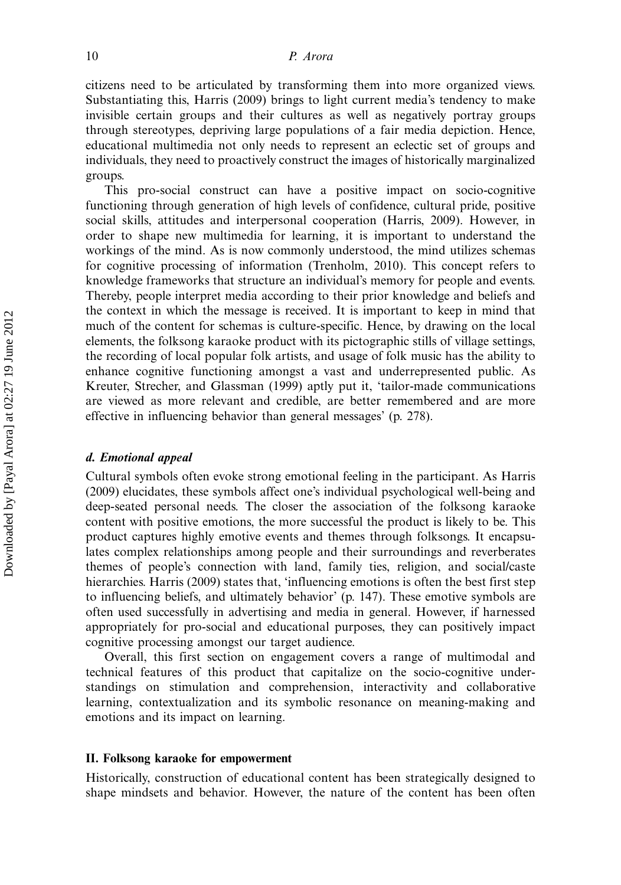citizens need to be articulated by transforming them into more organized views. Substantiating this, Harris (2009) brings to light current media's tendency to make invisible certain groups and their cultures as well as negatively portray groups through stereotypes, depriving large populations of a fair media depiction. Hence, educational multimedia not only needs to represent an eclectic set of groups and individuals, they need to proactively construct the images of historically marginalized groups.

This pro-social construct can have a positive impact on socio-cognitive functioning through generation of high levels of confidence, cultural pride, positive social skills, attitudes and interpersonal cooperation (Harris, 2009). However, in order to shape new multimedia for learning, it is important to understand the workings of the mind. As is now commonly understood, the mind utilizes schemas for cognitive processing of information (Trenholm, 2010). This concept refers to knowledge frameworks that structure an individual's memory for people and events. Thereby, people interpret media according to their prior knowledge and beliefs and the context in which the message is received. It is important to keep in mind that much of the content for schemas is culture-specific. Hence, by drawing on the local elements, the folksong karaoke product with its pictographic stills of village settings, the recording of local popular folk artists, and usage of folk music has the ability to enhance cognitive functioning amongst a vast and underrepresented public. As Kreuter, Strecher, and Glassman (1999) aptly put it, 'tailor-made communications are viewed as more relevant and credible, are better remembered and are more effective in influencing behavior than general messages' (p. 278).

#### *d. Emotional appeal*

Cultural symbols often evoke strong emotional feeling in the participant. As Harris (2009) elucidates, these symbols affect one's individual psychological well-being and deep-seated personal needs. The closer the association of the folksong karaoke content with positive emotions, the more successful the product is likely to be. This product captures highly emotive events and themes through folksongs. It encapsulates complex relationships among people and their surroundings and reverberates themes of people's connection with land, family ties, religion, and social/caste hierarchies. Harris (2009) states that, 'influencing emotions is often the best first step to influencing beliefs, and ultimately behavior' (p. 147). These emotive symbols are often used successfully in advertising and media in general. However, if harnessed appropriately for pro-social and educational purposes, they can positively impact cognitive processing amongst our target audience.

Overall, this first section on engagement covers a range of multimodal and technical features of this product that capitalize on the socio-cognitive understandings on stimulation and comprehension, interactivity and collaborative learning, contextualization and its symbolic resonance on meaning-making and emotions and its impact on learning.

### II. Folksong karaoke for empowerment

Historically, construction of educational content has been strategically designed to shape mindsets and behavior. However, the nature of the content has been often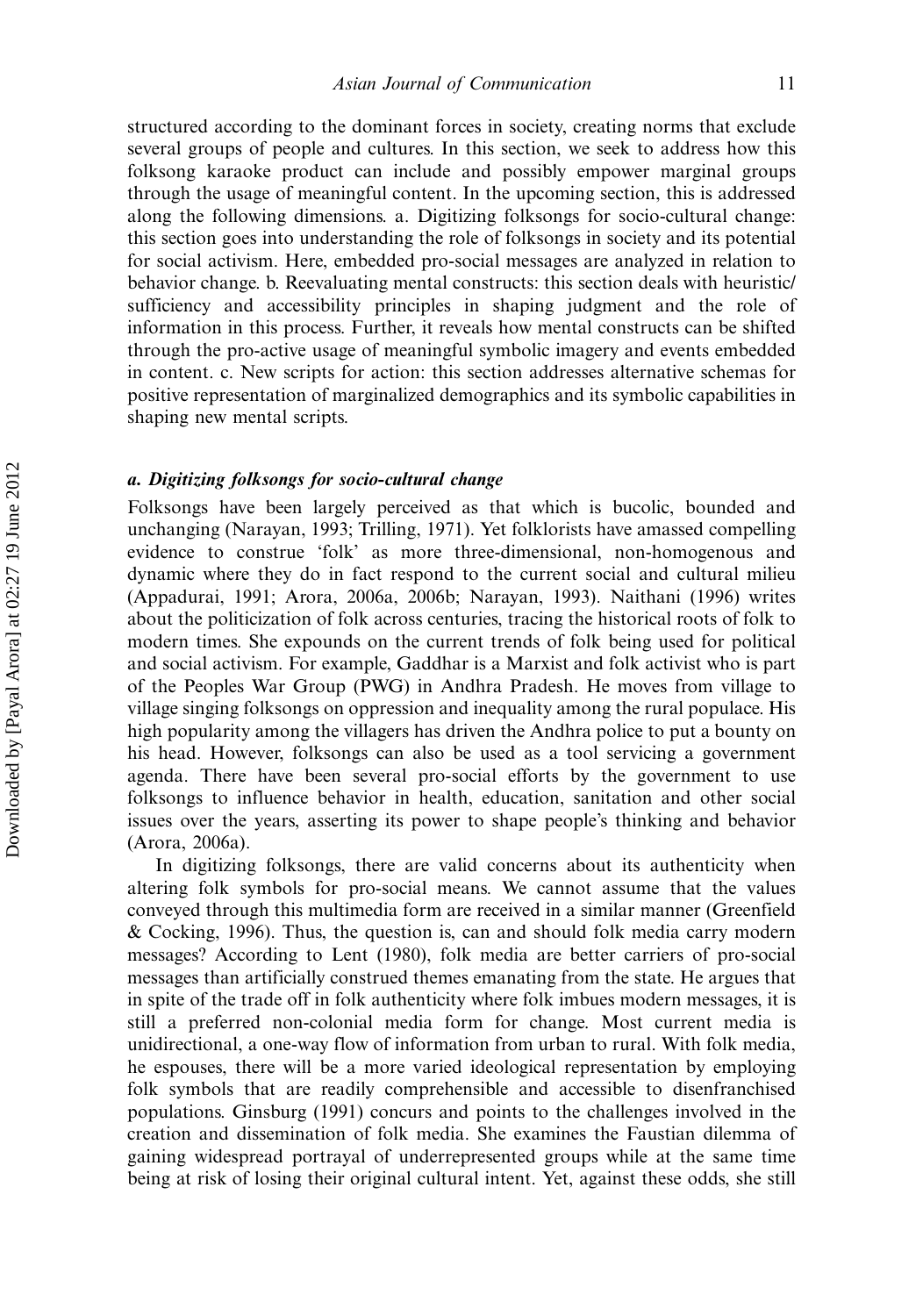structured according to the dominant forces in society, creating norms that exclude several groups of people and cultures. In this section, we seek to address how this folksong karaoke product can include and possibly empower marginal groups through the usage of meaningful content. In the upcoming section, this is addressed along the following dimensions. a. Digitizing folksongs for socio-cultural change: this section goes into understanding the role of folksongs in society and its potential for social activism. Here, embedded pro-social messages are analyzed in relation to behavior change. b. Reevaluating mental constructs: this section deals with heuristic/sufficiency and accessibility principles in shaping judgment and the role of information in this process. Further, it reveals how mental constructs can be shifted through the pro-active usage of meaningful symbolic imagery and events embedded in content. c. New scripts for action: this section addresses alternative schemas for positive representation of marginalized demographics and its symbolic capabilities in shaping new mental scripts.

### *a. Digitizing folksongs for socio-cultural change*

Folksongs have been largely perceived as that which is bucolic, bounded and unchanging (Narayan, 1993; Trilling, 1971). Yet folklorists have amassed compelling evidence to construe 'folk' as more three-dimensional, non-homogenous and dynamic where they do in fact respond to the current social and cultural milieu (Appadurai, 1991; Arora, 2006a, 2006b; Narayan, 1993). Naithani (1996) writes about the politicization of folk across centuries, tracing the historical roots of folk to modern times. She expounds on the current trends of folk being used for political and social activism. For example, Gaddhar is a Marxist and folk activist who is part of the Peoples War Group (PWG) in Andhra Pradesh. He moves from village to village singing folksongs on oppression and inequality among the rural populace. His high popularity among the villagers has driven the Andhra police to put a bounty on his head. However, folksongs can also be used as a tool servicing a government agenda. There have been several pro-social efforts by the government to use folksongs to influence behavior in health, education, sanitation and other social issues over the years, asserting its power to shape people's thinking and behavior (Arora, 2006a).

In digitizing folksongs, there are valid concerns about its authenticity when altering folk symbols for pro-social means. We cannot assume that the values conveyed through this multimedia form are received in a similar manner (Greenfield & Cocking, 1996). Thus, the question is, can and should folk media carry modern messages? According to Lent (1980), folk media are better carriers of pro-social messages than artificially construed themes emanating from the state. He argues that in spite of the trade off in folk authenticity where folk imbues modern messages, it is still a preferred non-colonial media form for change. Most current media is unidirectional, a one-way flow of information from urban to rural. With folk media, he espouses, there will be a more varied ideological representation by employing folk symbols that are readily comprehensible and accessible to disenfranchised populations. Ginsburg (1991) concurs and points to the challenges involved in the creation and dissemination of folk media. She examines the Faustian dilemma of gaining widespread portrayal of underrepresented groups while at the same time being at risk of losing their original cultural intent. Yet, against these odds, she still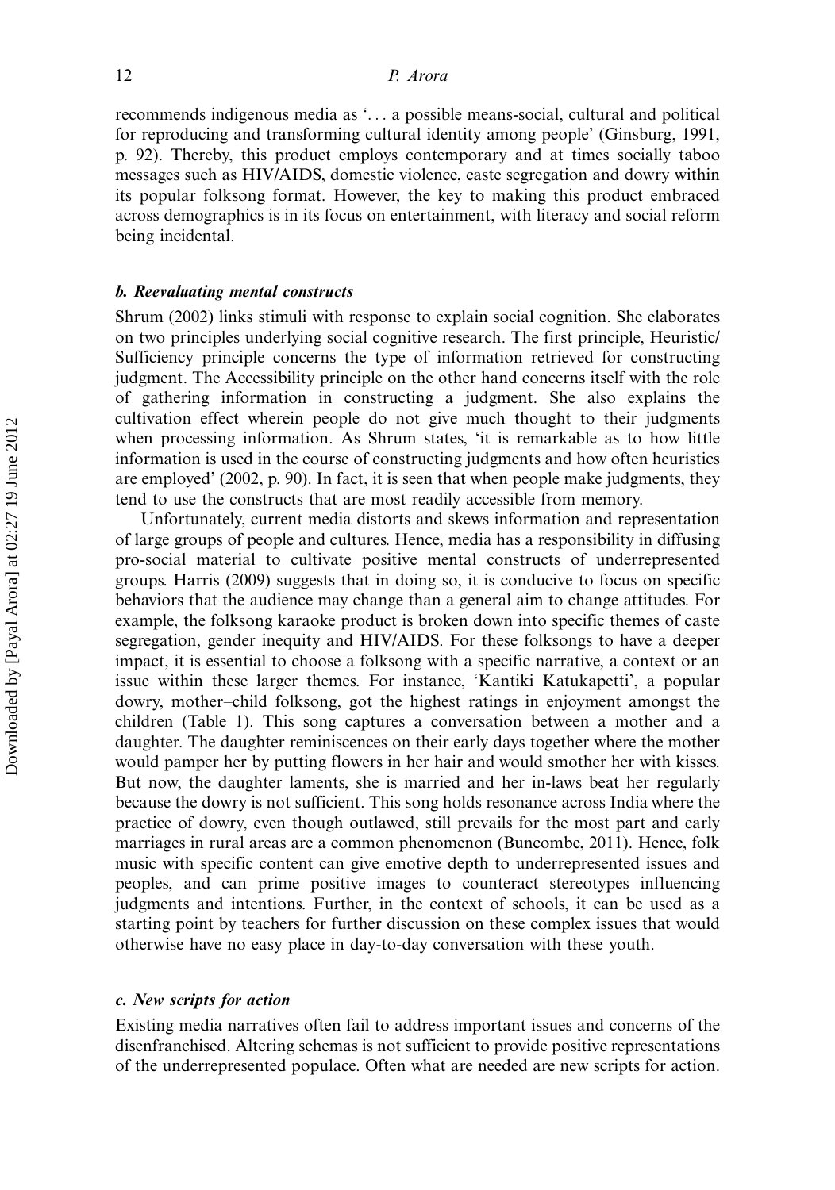recommends indigenous media as '... a possible means-social, cultural and political for reproducing and transforming cultural identity among people' (Ginsburg, 1991, p. 92). Thereby, this product employs contemporary and at times socially taboo messages such as HIV/AIDS, domestic violence, caste segregation and dowry within its popular folksong format. However, the key to making this product embraced across demographics is in its focus on entertainment, with literacy and social reform being incidental.

### *b. Reevaluating mental constructs*

Shrum (2002) links stimuli with response to explain social cognition. She elaborates on two principles underlying social cognitive research. The first principle, Heuristic/Sufficiency principle concerns the type of information retrieved for constructing judgment. The Accessibility principle on the other hand concerns itself with the role of gathering information in constructing a judgment. She also explains the cultivation effect wherein people do not give much thought to their judgments when processing information. As Shrum states, 'it is remarkable as to how little information is used in the course of constructing judgments and how often heuristics are employed' (2002, p. 90). In fact, it is seen that when people make judgments, they tend to use the constructs that are most readily accessible from memory.

Unfortunately, current media distorts and skews information and representation of large groups of people and cultures. Hence, media has a responsibility in diffusing pro-social material to cultivate positive mental constructs of underrepresented groups. Harris (2009) suggests that in doing so, it is conducive to focus on specific behaviors that the audience may change than a general aim to change attitudes. For example, the folksong karaoke product is broken down into specific themes of caste segregation, gender inequity and HIV/AIDS. For these folksongs to have a deeper impact, it is essential to choose a folksong with a specific narrative, a context or an issue within these larger themes. For instance, 'Kantiki Katukapetti', a popular dowry, mother–child folksong, got the highest ratings in enjoyment amongst the children (Table 1). This song captures a conversation between a mother and a daughter. The daughter reminiscences on their early days together where the mother would pamper her by putting flowers in her hair and would smother her with kisses. But now, the daughter laments, she is married and her in-laws beat her regularly because the dowry is not sufficient. This song holds resonance across India where the practice of dowry, even though outlawed, still prevails for the most part and early marriages in rural areas are a common phenomenon (Buncombe, 2011). Hence, folk music with specific content can give emotive depth to underrepresented issues and peoples, and can prime positive images to counteract stereotypes influencing judgments and intentions. Further, in the context of schools, it can be used as a starting point by teachers for further discussion on these complex issues that would otherwise have no easy place in day-to-day conversation with these youth.

### *c. New scripts for action*

Existing media narratives often fail to address important issues and concerns of the disenfranchised. Altering schemas is not sufficient to provide positive representations of the underrepresented populace. Often what are needed are new scripts for action.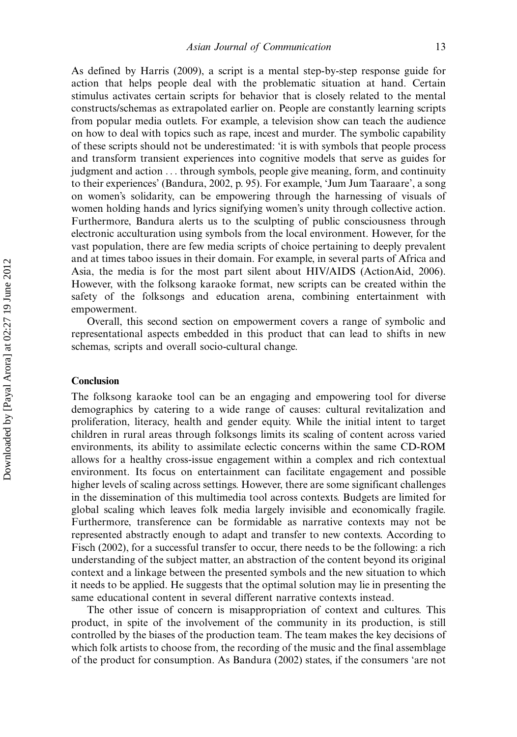As defined by Harris (2009), a script is a mental step-by-step response guide for action that helps people deal with the problematic situation at hand. Certain stimulus activates certain scripts for behavior that is closely related to the mental constructs/schemas as extrapolated earlier on. People are constantly learning scripts from popular media outlets. For example, a television show can teach the audience on how to deal with topics such as rape, incest and murder. The symbolic capability of these scripts should not be underestimated: 'it is with symbols that people process and transform transient experiences into cognitive models that serve as guides for judgment and action . . . through symbols, people give meaning, form, and continuity to their experiences' (Bandura, 2002, p. 95). For example, 'Jum Jum Taaraare', a song on women's solidarity, can be empowering through the harnessing of visuals of women holding hands and lyrics signifying women's unity through collective action. Furthermore, Bandura alerts us to the sculpting of public consciousness through electronic acculturation using symbols from the local environment. However, for the vast population, there are few media scripts of choice pertaining to deeply prevalent and at times taboo issues in their domain. For example, in several parts of Africa and Asia, the media is for the most part silent about HIV/AIDS (ActionAid, 2006). However, with the folksong karaoke format, new scripts can be created within the safety of the folksongs and education arena, combining entertainment with empowerment.

Overall, this second section on empowerment covers a range of symbolic and representational aspects embedded in this product that can lead to shifts in new schemas, scripts and overall socio-cultural change.

## Conclusion

The folksong karaoke tool can be an engaging and empowering tool for diverse demographics by catering to a wide range of causes: cultural revitalization and proliferation, literacy, health and gender equity. While the initial intent to target children in rural areas through folksongs limits its scaling of content across varied environments, its ability to assimilate eclectic concerns within the same CD-ROM allows for a healthy cross-issue engagement within a complex and rich contextual environment. Its focus on entertainment can facilitate engagement and possible higher levels of scaling across settings. However, there are some significant challenges in the dissemination of this multimedia tool across contexts. Budgets are limited for global scaling which leaves folk media largely invisible and economically fragile. Furthermore, transference can be formidable as narrative contexts may not be represented abstractly enough to adapt and transfer to new contexts. According to Fisch (2002), for a successful transfer to occur, there needs to be the following: a rich understanding of the subject matter, an abstraction of the content beyond its original context and a linkage between the presented symbols and the new situation to which it needs to be applied. He suggests that the optimal solution may lie in presenting the same educational content in several different narrative contexts instead.

The other issue of concern is misappropriation of context and cultures. This product, in spite of the involvement of the community in its production, is still controlled by the biases of the production team. The team makes the key decisions of which folk artists to choose from, the recording of the music and the final assemblage of the product for consumption. As Bandura (2002) states, if the consumers 'are not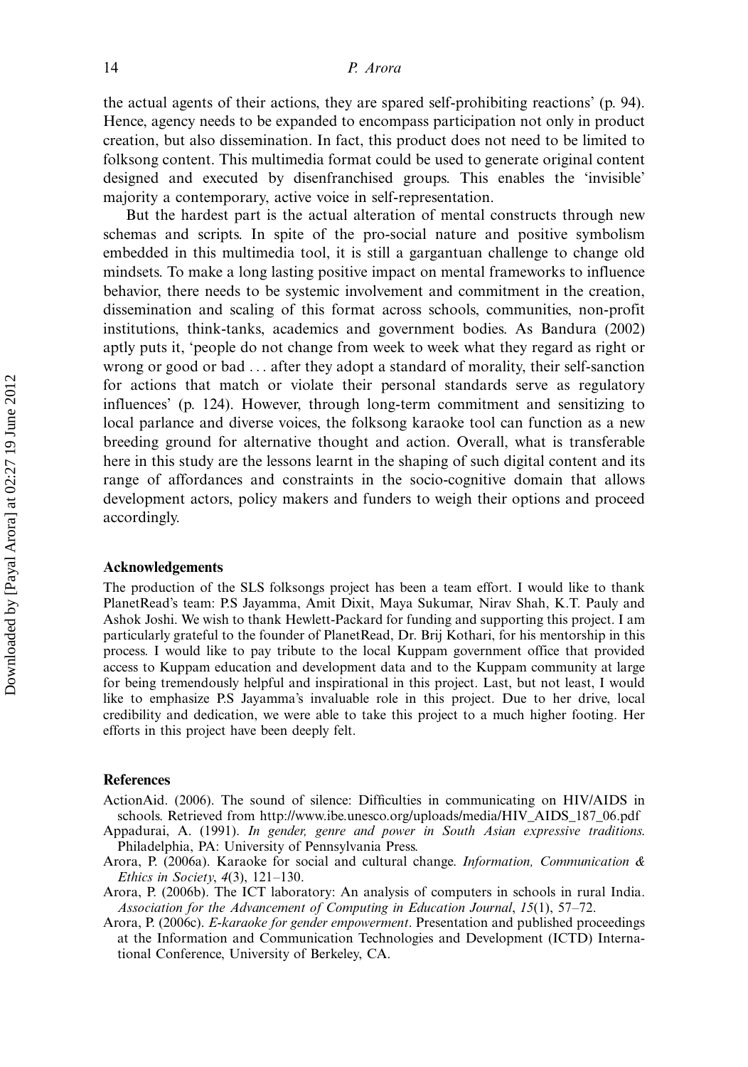the actual agents of their actions, they are spared self-prohibiting reactions' (p. 94). Hence, agency needs to be expanded to encompass participation not only in product creation, but also dissemination. In fact, this product does not need to be limited to folksong content. This multimedia format could be used to generate original content designed and executed by disenfranchised groups. This enables the 'invisible' majority a contemporary, active voice in self-representation.

But the hardest part is the actual alteration of mental constructs through new schemas and scripts. In spite of the pro-social nature and positive symbolism embedded in this multimedia tool, it is still a gargantuan challenge to change old mindsets. To make a long lasting positive impact on mental frameworks to influence behavior, there needs to be systemic involvement and commitment in the creation, dissemination and scaling of this format across schools, communities, non-profit institutions, think-tanks, academics and government bodies. As Bandura (2002) aptly puts it, 'people do not change from week to week what they regard as right or wrong or good or bad . . . after they adopt a standard of morality, their self-sanction for actions that match or violate their personal standards serve as regulatory influences' (p. 124). However, through long-term commitment and sensitizing to local parlance and diverse voices, the folksong karaoke tool can function as a new breeding ground for alternative thought and action. Overall, what is transferable here in this study are the lessons learnt in the shaping of such digital content and its range of affordances and constraints in the socio-cognitive domain that allows development actors, policy makers and funders to weigh their options and proceed accordingly.

## Acknowledgements

The production of the SLS folksongs project has been a team effort. I would like to thank PlanetRead's team: P.S Jayamma, Amit Dixit, Maya Sukumar, Nirav Shah, K.T. Pauly and Ashok Joshi. We wish to thank Hewlett-Packard for funding and supporting this project. I am particularly grateful to the founder of PlanetRead, Dr. Brij Kothari, for his mentorship in this process. I would like to pay tribute to the local Kuppam government office that provided access to Kuppam education and development data and to the Kuppam community at large for being tremendously helpful and inspirational in this project. Last, but not least, I would like to emphasize P.S Jayamma's invaluable role in this project. Due to her drive, local credibility and dedication, we were able to take this project to a much higher footing. Her efforts in this project have been deeply felt.

## References

ActionAid. (2006). The sound of silence: Difficulties in communicating on HIV/AIDS in schools. Retrieved from http://www.ibe.unesco.org/uploads/media/HIV_AIDS_187_06.pdf

Appadurai, A. (1991). *In gender, genre and power in South Asian expressive traditions*. Philadelphia, PA: University of Pennsylvania Press.

Arora, P. (2006a). Karaoke for social and cultural change. *Information, Communication & Ethics in Society*, *4*(3), 121–130.

Arora, P. (2006b). The ICT laboratory: An analysis of computers in schools in rural India. *Association for the Advancement of Computing in Education Journal*, *15*(1), 57–72.

Arora, P. (2006c). *E-karaoke for gender empowerment*. Presentation and published proceedings at the Information and Communication Technologies and Development (ICTD) International Conference, University of Berkeley, CA.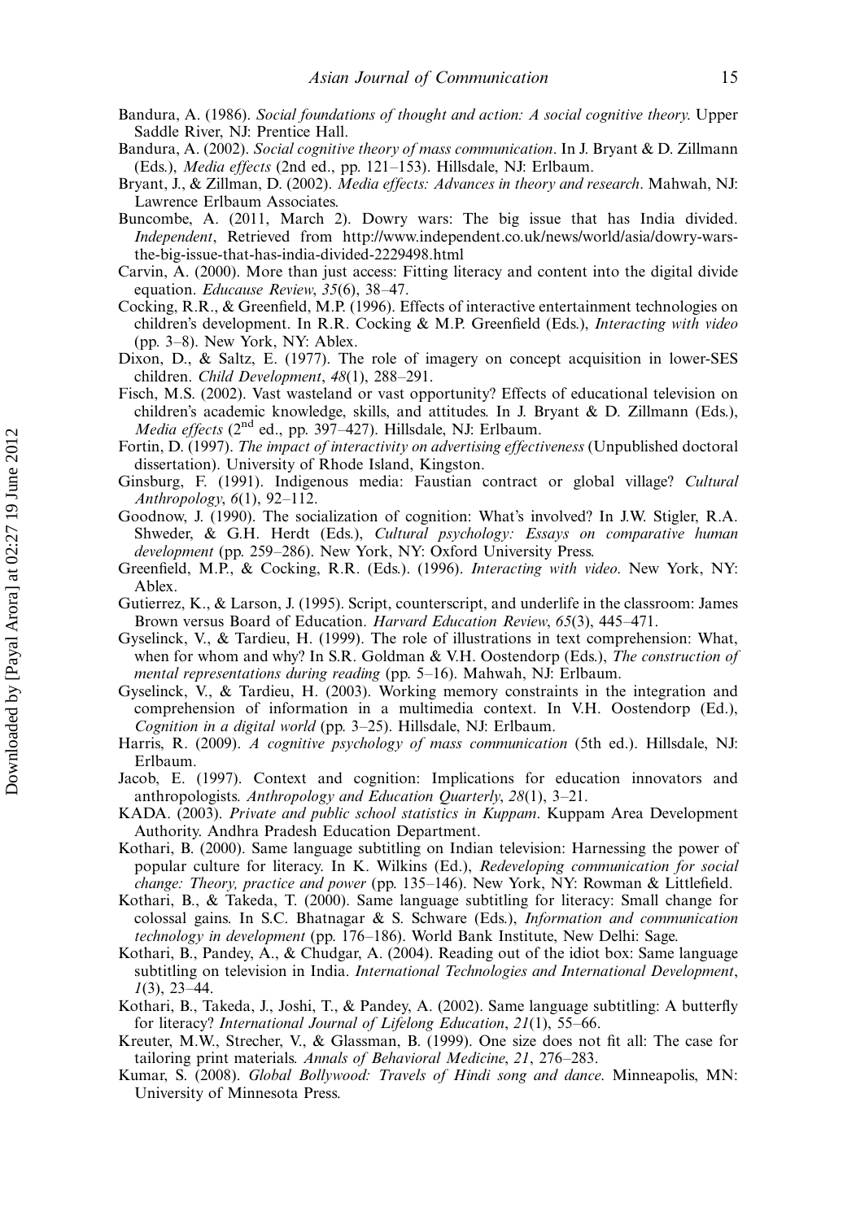Bandura, A. (1986). *Social foundations of thought and action: A social cognitive theory*. Upper Saddle River, NJ: Prentice Hall.

Bandura, A. (2002). *Social cognitive theory of mass communication*. In J. Bryant & D. Zillmann (Eds.), *Media effects* (2nd ed., pp. 121–153). Hillsdale, NJ: Erlbaum.

Bryant, J., & Zillman, D. (2002). *Media effects: Advances in theory and research*. Mahwah, NJ: Lawrence Erlbaum Associates.

Buncombe, A. (2011, March 2). Dowry wars: The big issue that has India divided. *Independent*, Retrieved from http://www.independent.co.uk/news/world/asia/dowry-wars-the-big-issue-that-has-india-divided-2229498.html

Carvin, A. (2000). More than just access: Fitting literacy and content into the digital divide equation. *Educause Review*, *35*(6), 38–47.

Cocking, R.R., & Greenfield, M.P. (1996). Effects of interactive entertainment technologies on children's development. In R.R. Cocking & M.P. Greenfield (Eds.), *Interacting with video* (pp. 3–8). New York, NY: Ablex.

Dixon, D., & Saltz, E. (1977). The role of imagery on concept acquisition in lower-SES children. *Child Development*, *48*(1), 288–291.

Fisch, M.S. (2002). Vast wasteland or vast opportunity? Effects of educational television on children's academic knowledge, skills, and attitudes. In J. Bryant & D. Zillmann (Eds.), *Media effects* (2nd ed., pp. 397–427). Hillsdale, NJ: Erlbaum.

Fortin, D. (1997). *The impact of interactivity on advertising effectiveness* (Unpublished doctoral dissertation). University of Rhode Island, Kingston.

Ginsburg, F. (1991). Indigenous media: Faustian contract or global village? *Cultural Anthropology*, *6*(1), 92–112.

Goodnow, J. (1990). The socialization of cognition: What's involved? In J.W. Stigler, R.A. Shweder, & G.H. Herdt (Eds.), *Cultural psychology: Essays on comparative human development* (pp. 259–286). New York, NY: Oxford University Press.

Greenfield, M.P., & Cocking, R.R. (Eds.). (1996). *Interacting with video*. New York, NY: Ablex.

Gutierrez, K., & Larson, J. (1995). Script, counterscript, and underlife in the classroom: James Brown versus Board of Education. *Harvard Education Review*, *65*(3), 445–471.

Gyselinck, V., & Tardieu, H. (1999). The role of illustrations in text comprehension: What, when for whom and why? In S.R. Goldman & V.H. Oostendorp (Eds.), *The construction of mental representations during reading* (pp. 5–16). Mahwah, NJ: Erlbaum.

Gyselinck, V., & Tardieu, H. (2003). Working memory constraints in the integration and comprehension of information in a multimedia context. In V.H. Oostendorp (Ed.), *Cognition in a digital world* (pp. 3–25). Hillsdale, NJ: Erlbaum.

Harris, R. (2009). *A cognitive psychology of mass communication* (5th ed.). Hillsdale, NJ: Erlbaum.

Jacob, E. (1997). Context and cognition: Implications for education innovators and anthropologists. *Anthropology and Education Quarterly*, *28*(1), 3–21.

KADA. (2003). *Private and public school statistics in Kuppam*. Kuppam Area Development Authority. Andhra Pradesh Education Department.

Kothari, B. (2000). Same language subtitling on Indian television: Harnessing the power of popular culture for literacy. In K. Wilkins (Ed.), *Redeveloping communication for social change: Theory, practice and power* (pp. 135–146). New York, NY: Rowman & Littlefield.

Kothari, B., & Takeda, T. (2000). Same language subtitling for literacy: Small change for colossal gains. In S.C. Bhatnagar & S. Schware (Eds.), *Information and communication technology in development* (pp. 176–186). World Bank Institute, New Delhi: Sage.

Kothari, B., Pandey, A., & Chudgar, A. (2004). Reading out of the idiot box: Same language subtitling on television in India. *International Technologies and International Development*, *1*(3), 23–44.

Kothari, B., Takeda, J., Joshi, T., & Pandey, A. (2002). Same language subtitling: A butterfly for literacy? *International Journal of Lifelong Education*, *21*(1), 55–66.

Kreuter, M.W., Strecher, V., & Glassman, B. (1999). One size does not fit all: The case for tailoring print materials. *Annals of Behavioral Medicine*, *21*, 276–283.

Kumar, S. (2008). *Global Bollywood: Travels of Hindi song and dance*. Minneapolis, MN: University of Minnesota Press.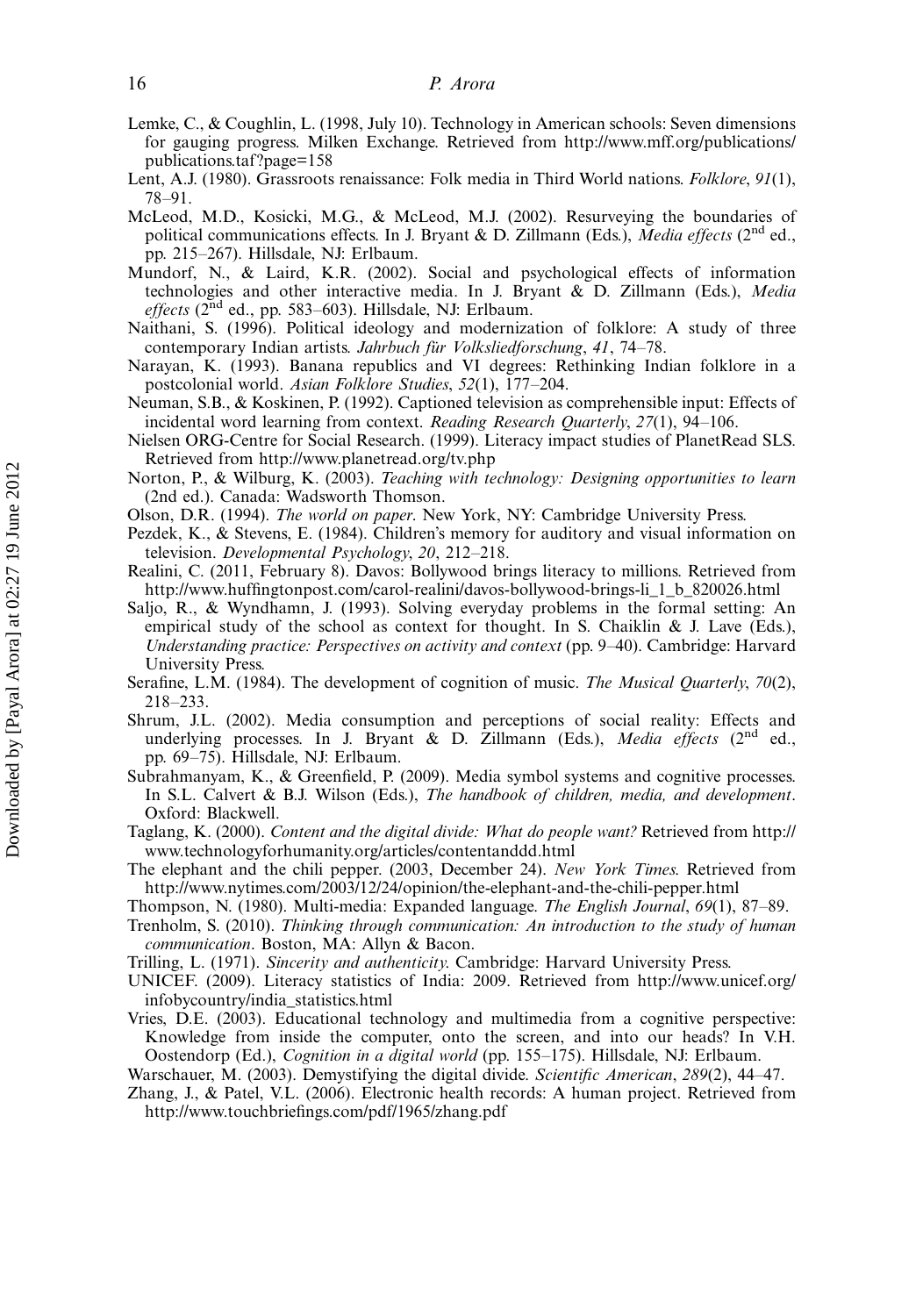Lemke, C., & Coughlin, L. (1998, July 10). Technology in American schools: Seven dimensions for gauging progress. Milken Exchange. Retrieved from http://www.mff.org/publications/publications.taf?page=158

Lent, A.J. (1980). Grassroots renaissance: Folk media in Third World nations. *Folklore*, *91*(1), 78–91.

McLeod, M.D., Kosicki, M.G., & McLeod, M.J. (2002). Resurveying the boundaries of political communications effects. In J. Bryant & D. Zillmann (Eds.), *Media effects* (2nd ed., pp. 215–267). Hillsdale, NJ: Erlbaum.

Mundorf, N., & Laird, K.R. (2002). Social and psychological effects of information technologies and other interactive media. In J. Bryant & D. Zillmann (Eds.), *Media effects* (2nd ed., pp. 583–603). Hillsdale, NJ: Erlbaum.

Naithani, S. (1996). Political ideology and modernization of folklore: A study of three contemporary Indian artists. *Jahrbuch für Volksliedforschung*, *41*, 74–78.

Narayan, K. (1993). Banana republics and VI degrees: Rethinking Indian folklore in a postcolonial world. *Asian Folklore Studies*, *52*(1), 177–204.

Neuman, S.B., & Koskinen, P. (1992). Captioned television as comprehensible input: Effects of incidental word learning from context. *Reading Research Quarterly*, *27*(1), 94–106.

Nielsen ORG-Centre for Social Research. (1999). Literacy impact studies of PlanetRead SLS. Retrieved from http://www.planetread.org/tv.php

Norton, P., & Wilburg, K. (2003). *Teaching with technology: Designing opportunities to learn* (2nd ed.). Canada: Wadsworth Thomson.

Olson, D.R. (1994). *The world on paper*. New York, NY: Cambridge University Press.

Pezdek, K., & Stevens, E. (1984). Children's memory for auditory and visual information on television. *Developmental Psychology*, *20*, 212–218.

Realini, C. (2011, February 8). Davos: Bollywood brings literacy to millions. Retrieved from http://www.huffingtonpost.com/carol-realini/davos-bollywood-brings-li_1_b_820026.html

Saljo, R., & Wyndhamn, J. (1993). Solving everyday problems in the formal setting: An empirical study of the school as context for thought. In S. Chaiklin & J. Lave (Eds.), *Understanding practice: Perspectives on activity and context* (pp. 9–40). Cambridge: Harvard University Press.

Serafine, L.M. (1984). The development of cognition of music. *The Musical Quarterly*, *70*(2), 218–233.

Shrum, J.L. (2002). Media consumption and perceptions of social reality: Effects and underlying processes. In J. Bryant & D. Zillmann (Eds.), *Media effects* (2nd ed., pp. 69–75). Hillsdale, NJ: Erlbaum.

Subrahmanyam, K., & Greenfield, P. (2009). Media symbol systems and cognitive processes. In S.L. Calvert & B.J. Wilson (Eds.), *The handbook of children, media, and development*. Oxford: Blackwell.

Taglang, K. (2000). *Content and the digital divide: What do people want?* Retrieved from http://www.technologyforhumanity.org/articles/contentanddd.html

The elephant and the chili pepper. (2003, December 24). *New York Times*. Retrieved from http://www.nytimes.com/2003/12/24/opinion/the-elephant-and-the-chili-pepper.html

Thompson, N. (1980). Multi-media: Expanded language. *The English Journal*, *69*(1), 87–89.

Trenholm, S. (2010). *Thinking through communication: An introduction to the study of human communication*. Boston, MA: Allyn & Bacon.

Trilling, L. (1971). *Sincerity and authenticity*. Cambridge: Harvard University Press.

UNICEF. (2009). Literacy statistics of India: 2009. Retrieved from http://www.unicef.org/infobycountry/india_statistics.html

Vries, D.E. (2003). Educational technology and multimedia from a cognitive perspective: Knowledge from inside the computer, onto the screen, and into our heads? In V.H. Oostendorp (Ed.), *Cognition in a digital world* (pp. 155–175). Hillsdale, NJ: Erlbaum.

Warschauer, M. (2003). Demystifying the digital divide. *Scientific American*, *289*(2), 44–47.

Zhang, J., & Patel, V.L. (2006). Electronic health records: A human project. Retrieved from http://www.touchbriefings.com/pdf/1965/zhang.pdf